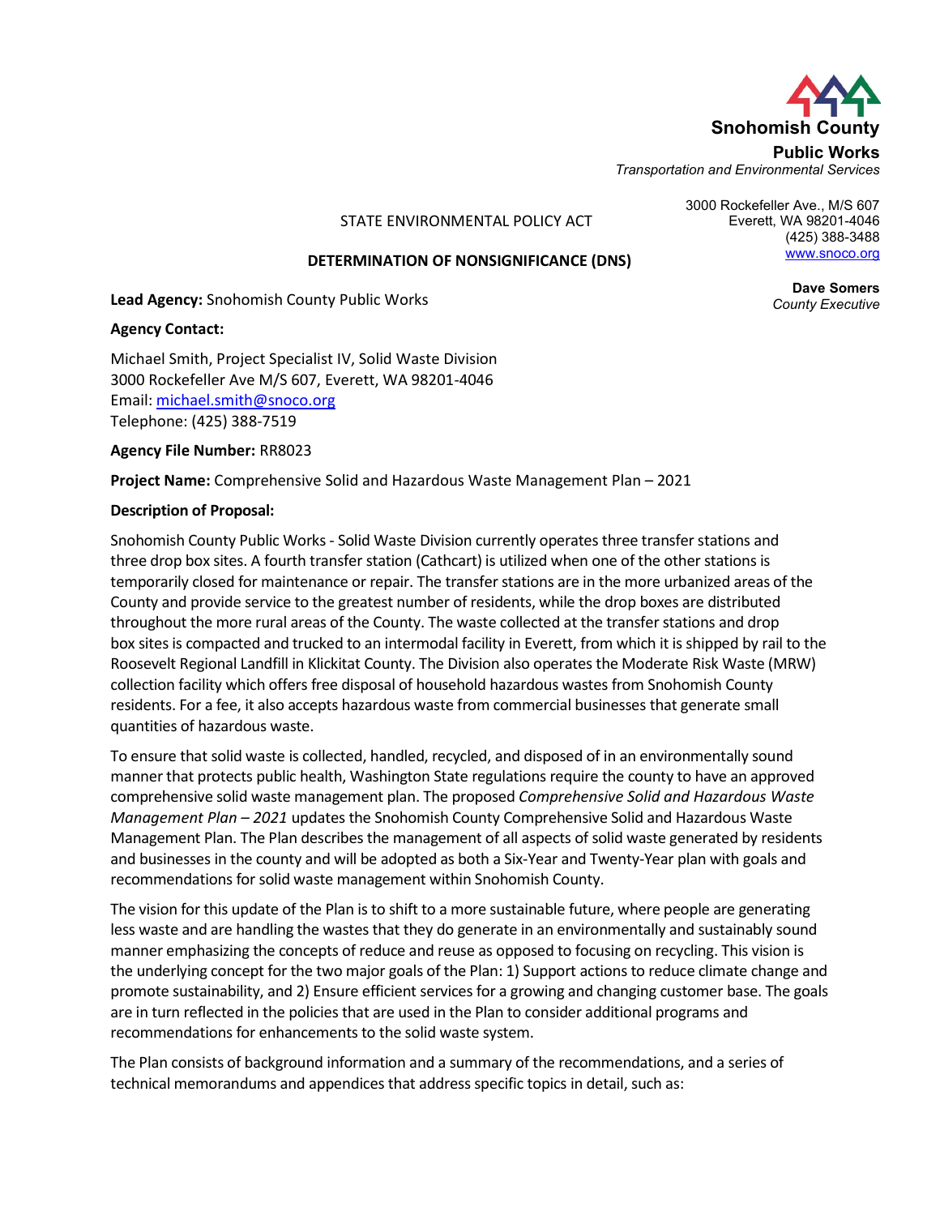Snohomish County
**Public Works**
*Transportation and Environmental Services*

3000 Rockefeller Ave., M/S 607
Everett, WA 98201-4046
(425) 388-3488
www.snoco.org

**Dave Somers**
*County Executive*

STATE ENVIRONMENTAL POLICY ACT

**DETERMINATION OF NONSIGNIFICANCE (DNS)**

**Lead Agency:** Snohomish County Public Works

**Agency Contact:**

Michael Smith, Project Specialist IV, Solid Waste Division
3000 Rockefeller Ave M/S 607, Everett, WA 98201-4046
Email: michael.smith@snoco.org
Telephone: (425) 388-7519

**Agency File Number:** RR8023

**Project Name:** Comprehensive Solid and Hazardous Waste Management Plan – 2021

**Description of Proposal:**

Snohomish County Public Works - Solid Waste Division currently operates three transfer stations and three drop box sites. A fourth transfer station (Cathcart) is utilized when one of the other stations is temporarily closed for maintenance or repair. The transfer stations are in the more urbanized areas of the County and provide service to the greatest number of residents, while the drop boxes are distributed throughout the more rural areas of the County. The waste collected at the transfer stations and drop box sites is compacted and trucked to an intermodal facility in Everett, from which it is shipped by rail to the Roosevelt Regional Landfill in Klickitat County. The Division also operates the Moderate Risk Waste (MRW) collection facility which offers free disposal of household hazardous wastes from Snohomish County residents. For a fee, it also accepts hazardous waste from commercial businesses that generate small quantities of hazardous waste.

To ensure that solid waste is collected, handled, recycled, and disposed of in an environmentally sound manner that protects public health, Washington State regulations require the county to have an approved comprehensive solid waste management plan. The proposed *Comprehensive Solid and Hazardous Waste Management Plan – 2021* updates the Snohomish County Comprehensive Solid and Hazardous Waste Management Plan. The Plan describes the management of all aspects of solid waste generated by residents and businesses in the county and will be adopted as both a Six-Year and Twenty-Year plan with goals and recommendations for solid waste management within Snohomish County.

The vision for this update of the Plan is to shift to a more sustainable future, where people are generating less waste and are handling the wastes that they do generate in an environmentally and sustainably sound manner emphasizing the concepts of reduce and reuse as opposed to focusing on recycling. This vision is the underlying concept for the two major goals of the Plan: 1) Support actions to reduce climate change and promote sustainability, and 2) Ensure efficient services for a growing and changing customer base. The goals are in turn reflected in the policies that are used in the Plan to consider additional programs and recommendations for enhancements to the solid waste system.

The Plan consists of background information and a summary of the recommendations, and a series of technical memorandums and appendices that address specific topics in detail, such as: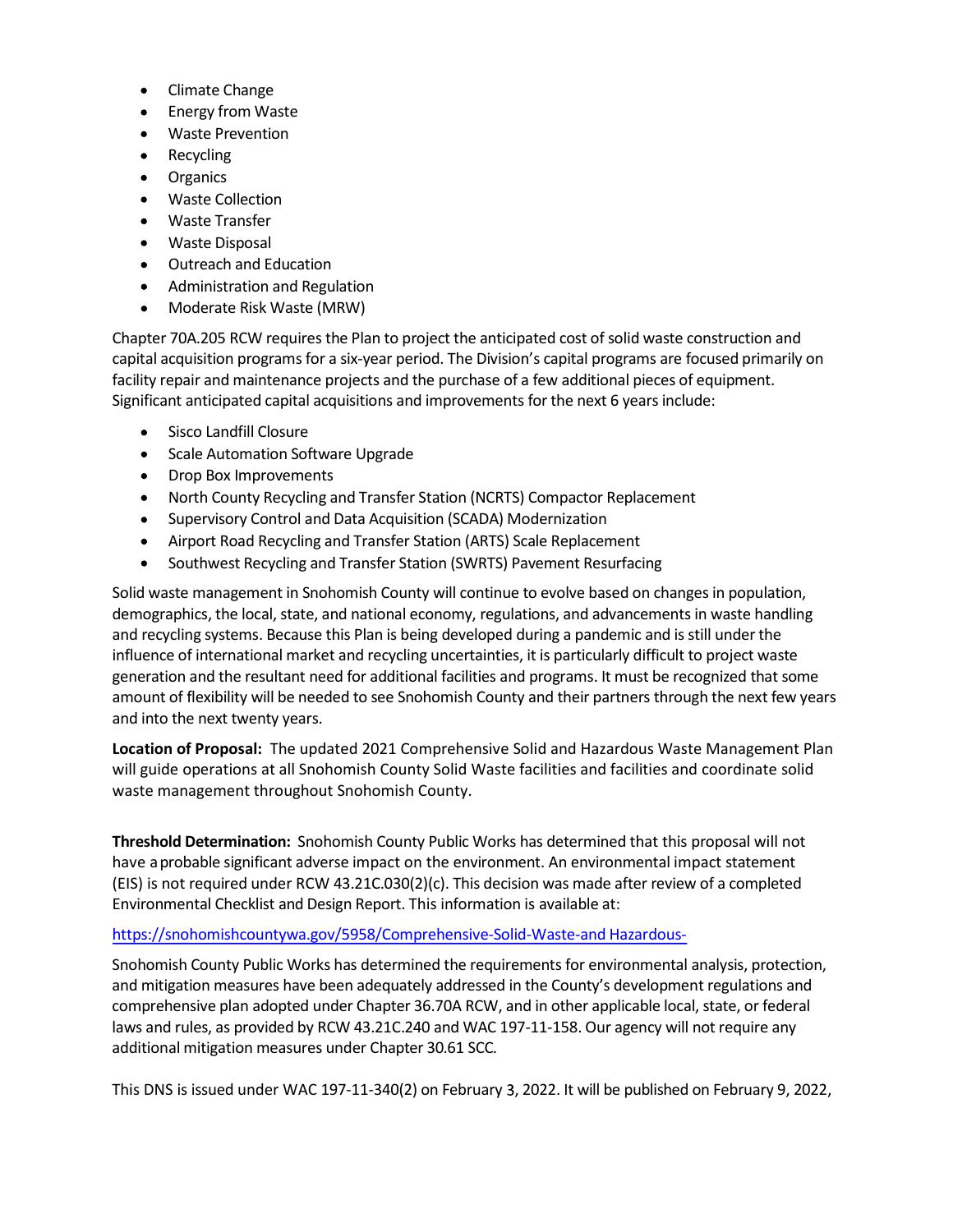- Climate Change
- Energy from Waste
- Waste Prevention
- Recycling
- Organics
- Waste Collection
- Waste Transfer
- Waste Disposal
- Outreach and Education
- Administration and Regulation
- Moderate Risk Waste (MRW)

Chapter 70A.205 RCW requires the Plan to project the anticipated cost of solid waste construction and capital acquisition programs for a six-year period. The Division's capital programs are focused primarily on facility repair and maintenance projects and the purchase of a few additional pieces of equipment. Significant anticipated capital acquisitions and improvements for the next 6 years include:

- Sisco Landfill Closure
- Scale Automation Software Upgrade
- Drop Box Improvements
- North County Recycling and Transfer Station (NCRTS) Compactor Replacement
- Supervisory Control and Data Acquisition (SCADA) Modernization
- Airport Road Recycling and Transfer Station (ARTS) Scale Replacement
- Southwest Recycling and Transfer Station (SWRTS) Pavement Resurfacing

Solid waste management in Snohomish County will continue to evolve based on changes in population, demographics, the local, state, and national economy, regulations, and advancements in waste handling and recycling systems. Because this Plan is being developed during a pandemic and is still under the influence of international market and recycling uncertainties, it is particularly difficult to project waste generation and the resultant need for additional facilities and programs. It must be recognized that some amount of flexibility will be needed to see Snohomish County and their partners through the next few years and into the next twenty years.

**Location of Proposal:** The updated 2021 Comprehensive Solid and Hazardous Waste Management Plan will guide operations at all Snohomish County Solid Waste facilities and facilities and coordinate solid waste management throughout Snohomish County.

**Threshold Determination:** Snohomish County Public Works has determined that this proposal will not have a probable significant adverse impact on the environment. An environmental impact statement (EIS) is not required under RCW 43.21C.030(2)(c). This decision was made after review of a completed Environmental Checklist and Design Report. This information is available at:

https://snohomishcountywa.gov/5958/Comprehensive-Solid-Waste-and Hazardous-

Snohomish County Public Works has determined the requirements for environmental analysis, protection, and mitigation measures have been adequately addressed in the County's development regulations and comprehensive plan adopted under Chapter 36.70A RCW, and in other applicable local, state, or federal laws and rules, as provided by RCW 43.21C.240 and WAC 197-11-158. Our agency will not require any additional mitigation measures under Chapter 30.61 SCC.

This DNS is issued under WAC 197-11-340(2) on February 3, 2022. It will be published on February 9, 2022,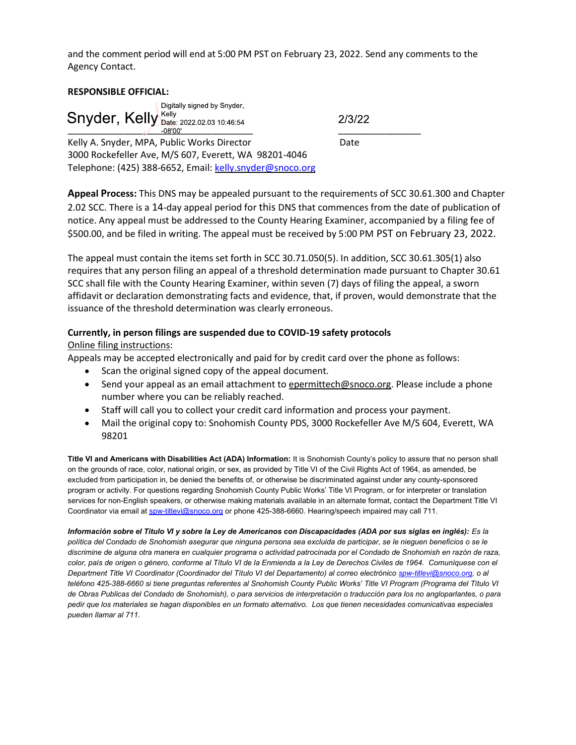and the comment period will end at 5:00 PM PST on February 23, 2022. Send any comments to the Agency Contact.

**RESPONSIBLE OFFICIAL:**

Snyder, Kelly — Digitally signed by Snyder, Kelly Date: 2022.02.03 10:46:54 -08'00'

2/3/22

Kelly A. Snyder, MPA, Public Works Director — Date
3000 Rockefeller Ave, M/S 607, Everett, WA 98201-4046
Telephone: (425) 388-6652, Email: kelly.snyder@snoco.org

**Appeal Process:** This DNS may be appealed pursuant to the requirements of SCC 30.61.300 and Chapter 2.02 SCC. There is a 14-day appeal period for this DNS that commences from the date of publication of notice. Any appeal must be addressed to the County Hearing Examiner, accompanied by a filing fee of $500.00, and be filed in writing. The appeal must be received by 5:00 PM PST on February 23, 2022.

The appeal must contain the items set forth in SCC 30.71.050(5). In addition, SCC 30.61.305(1) also requires that any person filing an appeal of a threshold determination made pursuant to Chapter 30.61 SCC shall file with the County Hearing Examiner, within seven (7) days of filing the appeal, a sworn affidavit or declaration demonstrating facts and evidence, that, if proven, would demonstrate that the issuance of the threshold determination was clearly erroneous.

**Currently, in person filings are suspended due to COVID-19 safety protocols**

Online filing instructions:

Appeals may be accepted electronically and paid for by credit card over the phone as follows:

- Scan the original signed copy of the appeal document.
- Send your appeal as an email attachment to epermittech@snoco.org. Please include a phone number where you can be reliably reached.
- Staff will call you to collect your credit card information and process your payment.
- Mail the original copy to: Snohomish County PDS, 3000 Rockefeller Ave M/S 604, Everett, WA 98201

**Title VI and Americans with Disabilities Act (ADA) Information:** It is Snohomish County's policy to assure that no person shall on the grounds of race, color, national origin, or sex, as provided by Title VI of the Civil Rights Act of 1964, as amended, be excluded from participation in, be denied the benefits of, or otherwise be discriminated against under any county-sponsored program or activity. For questions regarding Snohomish County Public Works' Title VI Program, or for interpreter or translation services for non-English speakers, or otherwise making materials available in an alternate format, contact the Department Title VI Coordinator via email at spw-titlevi@snoco.org or phone 425-388-6660. Hearing/speech impaired may call 711.

***Información sobre el Titulo VI y sobre la Ley de Americanos con Discapacidades (ADA por sus siglas en inglés):*** *Es la política del Condado de Snohomish asegurar que ninguna persona sea excluida de participar, se le nieguen beneficios o se le discrimine de alguna otra manera en cualquier programa o actividad patrocinada por el Condado de Snohomish en razón de raza, color, país de origen o género, conforme al Título VI de la Enmienda a la Ley de Derechos Civiles de 1964. Comuníquese con el Department Title VI Coordinator (Coordinador del Título VI del Departamento) al correo electrónico spw-titlevi@snoco.org, o al teléfono 425-388-6660 si tiene preguntas referentes al Snohomish County Public Works' Title VI Program (Programa del Título VI de Obras Publicas del Condado de Snohomish), o para servicios de interpretación o traducción para los no angloparlantes, o para pedir que los materiales se hagan disponibles en un formato alternativo. Los que tienen necesidades comunicativas especiales pueden llamar al 711.*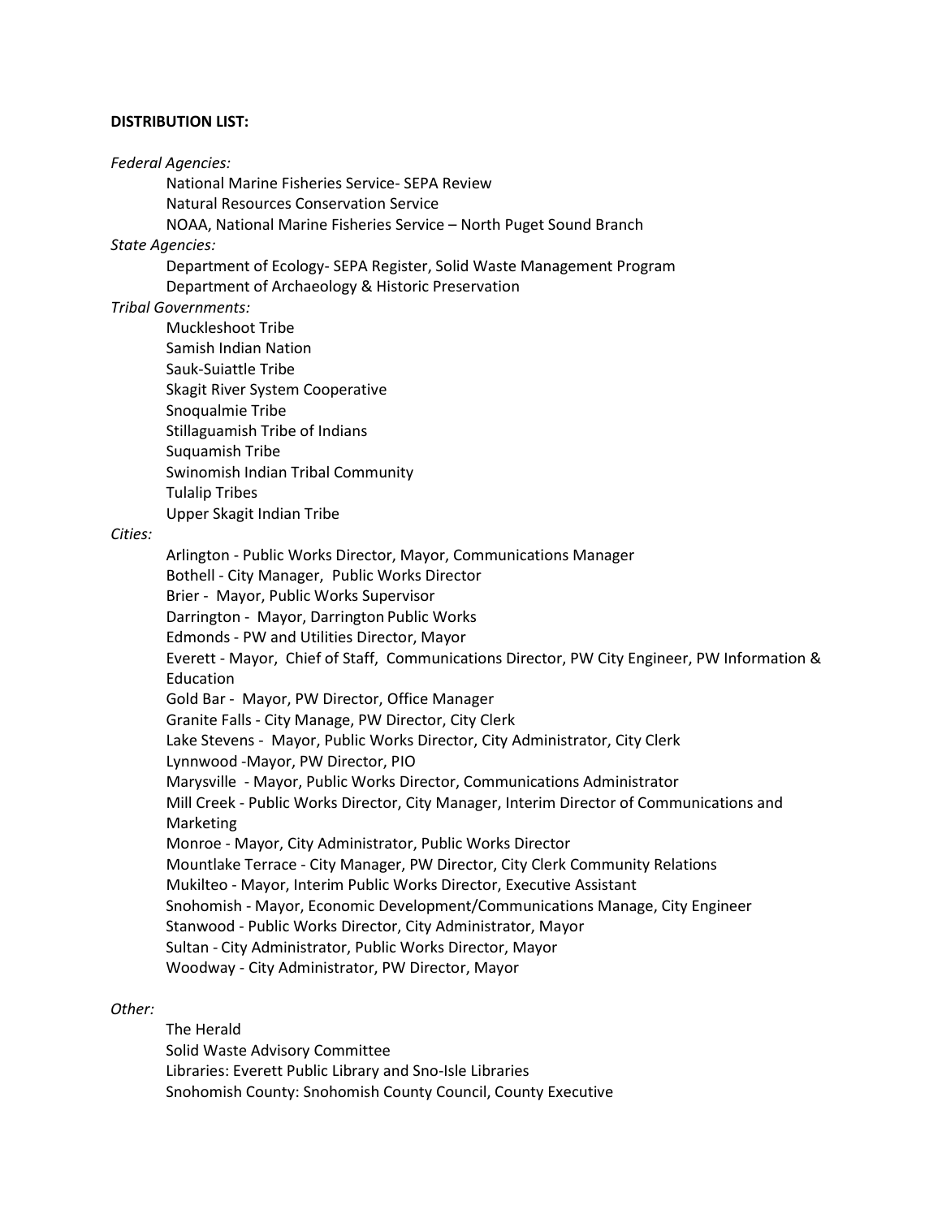**DISTRIBUTION LIST:**

*Federal Agencies:*

National Marine Fisheries Service- SEPA Review
Natural Resources Conservation Service
NOAA, National Marine Fisheries Service – North Puget Sound Branch

*State Agencies:*

Department of Ecology- SEPA Register, Solid Waste Management Program
Department of Archaeology & Historic Preservation

*Tribal Governments:*

Muckleshoot Tribe
Samish Indian Nation
Sauk-Suiattle Tribe
Skagit River System Cooperative
Snoqualmie Tribe
Stillaguamish Tribe of Indians
Suquamish Tribe
Swinomish Indian Tribal Community
Tulalip Tribes
Upper Skagit Indian Tribe

*Cities:*

Arlington - Public Works Director, Mayor, Communications Manager
Bothell - City Manager, Public Works Director
Brier - Mayor, Public Works Supervisor
Darrington - Mayor, Darrington Public Works
Edmonds - PW and Utilities Director, Mayor
Everett - Mayor, Chief of Staff, Communications Director, PW City Engineer, PW Information & Education
Gold Bar - Mayor, PW Director, Office Manager
Granite Falls - City Manage, PW Director, City Clerk
Lake Stevens - Mayor, Public Works Director, City Administrator, City Clerk
Lynnwood -Mayor, PW Director, PIO
Marysville - Mayor, Public Works Director, Communications Administrator
Mill Creek - Public Works Director, City Manager, Interim Director of Communications and Marketing
Monroe - Mayor, City Administrator, Public Works Director
Mountlake Terrace - City Manager, PW Director, City Clerk Community Relations
Mukilteo - Mayor, Interim Public Works Director, Executive Assistant
Snohomish - Mayor, Economic Development/Communications Manage, City Engineer
Stanwood - Public Works Director, City Administrator, Mayor
Sultan - City Administrator, Public Works Director, Mayor
Woodway - City Administrator, PW Director, Mayor

*Other:*

The Herald
Solid Waste Advisory Committee
Libraries: Everett Public Library and Sno-Isle Libraries
Snohomish County: Snohomish County Council, County Executive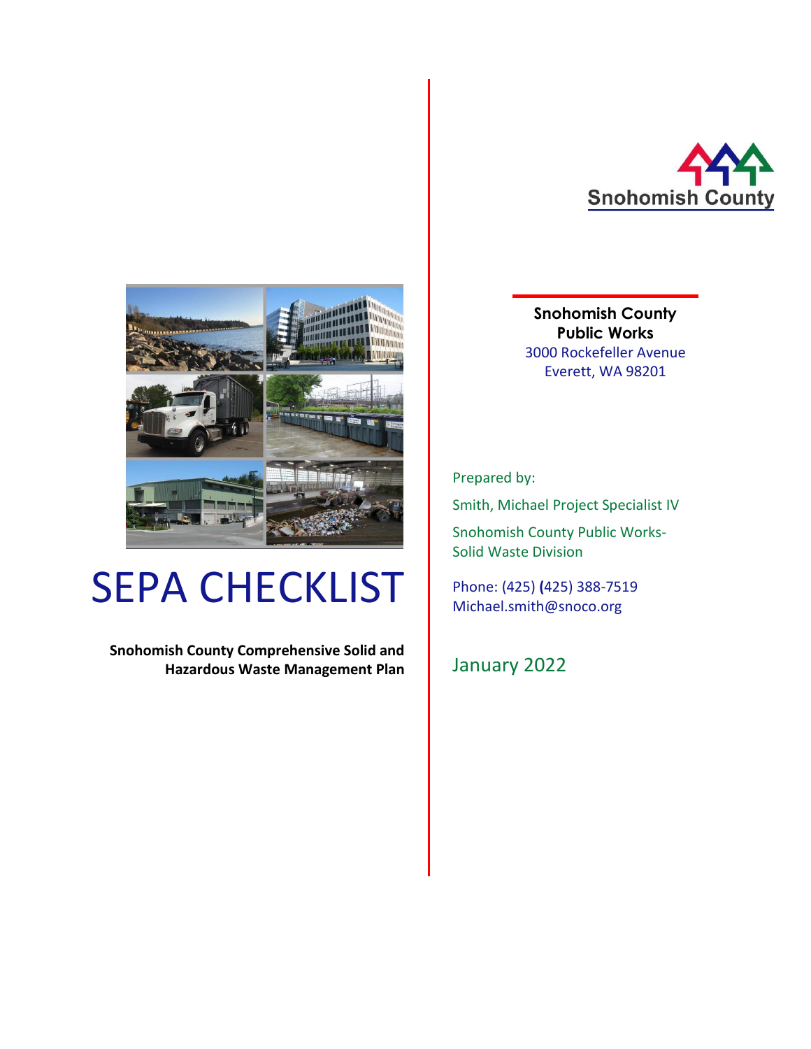Snohomish County

# SEPA CHECKLIST

**Snohomish County Comprehensive Solid and Hazardous Waste Management Plan**

**Snohomish County Public Works**

3000 Rockefeller Avenue
Everett, WA 98201

Prepared by:

Smith, Michael Project Specialist IV

Snohomish County Public Works-Solid Waste Division

Phone: (425) (425) 388-7519
Michael.smith@snoco.org

January 2022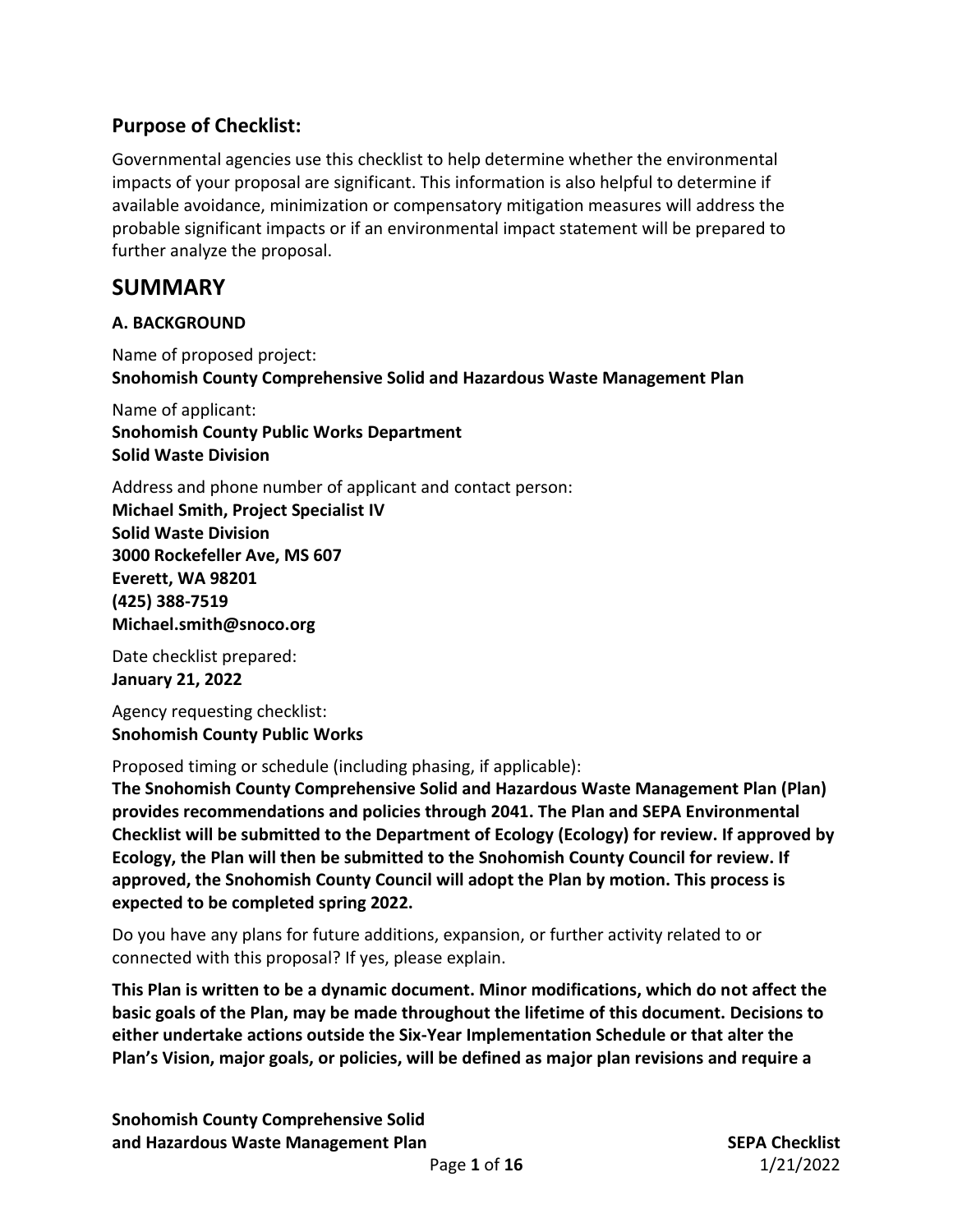## Purpose of Checklist:

Governmental agencies use this checklist to help determine whether the environmental impacts of your proposal are significant. This information is also helpful to determine if available avoidance, minimization or compensatory mitigation measures will address the probable significant impacts or if an environmental impact statement will be prepared to further analyze the proposal.

# SUMMARY

### A. BACKGROUND

Name of proposed project:
**Snohomish County Comprehensive Solid and Hazardous Waste Management Plan**

Name of applicant:
**Snohomish County Public Works Department**
**Solid Waste Division**

Address and phone number of applicant and contact person:
**Michael Smith, Project Specialist IV**
**Solid Waste Division**
**3000 Rockefeller Ave, MS 607**
**Everett, WA 98201**
**(425) 388-7519**
**Michael.smith@snoco.org**

Date checklist prepared:
**January 21, 2022**

Agency requesting checklist:
**Snohomish County Public Works**

Proposed timing or schedule (including phasing, if applicable):
**The Snohomish County Comprehensive Solid and Hazardous Waste Management Plan (Plan) provides recommendations and policies through 2041. The Plan and SEPA Environmental Checklist will be submitted to the Department of Ecology (Ecology) for review. If approved by Ecology, the Plan will then be submitted to the Snohomish County Council for review. If approved, the Snohomish County Council will adopt the Plan by motion. This process is expected to be completed spring 2022.**

Do you have any plans for future additions, expansion, or further activity related to or connected with this proposal? If yes, please explain.

**This Plan is written to be a dynamic document. Minor modifications, which do not affect the basic goals of the Plan, may be made throughout the lifetime of this document. Decisions to either undertake actions outside the Six-Year Implementation Schedule or that alter the Plan's Vision, major goals, or policies, will be defined as major plan revisions and require a**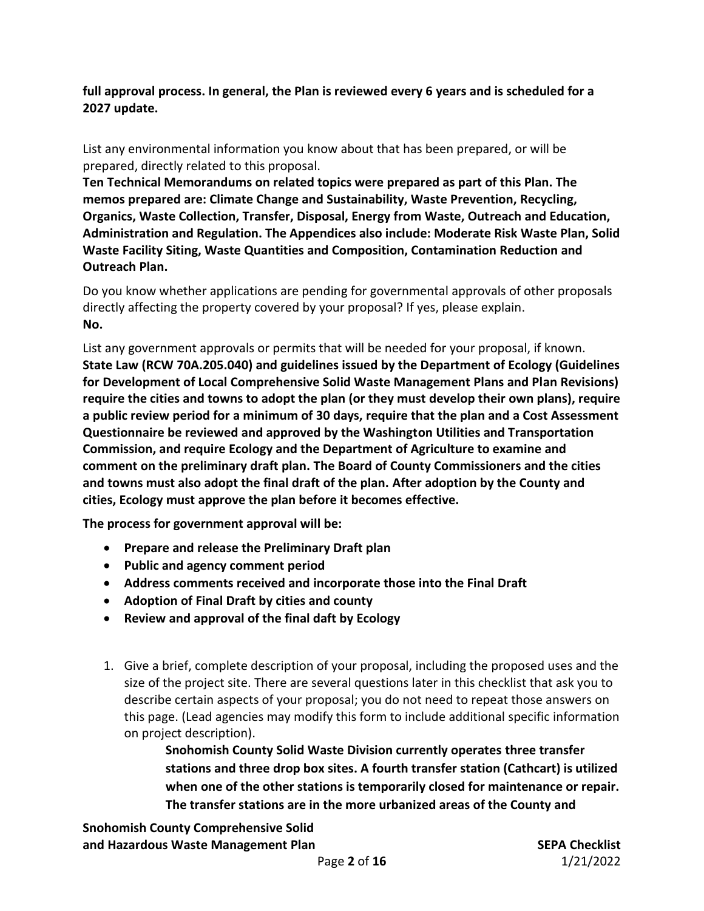**full approval process. In general, the Plan is reviewed every 6 years and is scheduled for a 2027 update.**

List any environmental information you know about that has been prepared, or will be prepared, directly related to this proposal.

**Ten Technical Memorandums on related topics were prepared as part of this Plan. The memos prepared are: Climate Change and Sustainability, Waste Prevention, Recycling, Organics, Waste Collection, Transfer, Disposal, Energy from Waste, Outreach and Education, Administration and Regulation. The Appendices also include: Moderate Risk Waste Plan, Solid Waste Facility Siting, Waste Quantities and Composition, Contamination Reduction and Outreach Plan.**

Do you know whether applications are pending for governmental approvals of other proposals directly affecting the property covered by your proposal? If yes, please explain.

**No.**

List any government approvals or permits that will be needed for your proposal, if known.

**State Law (RCW 70A.205.040) and guidelines issued by the Department of Ecology (Guidelines for Development of Local Comprehensive Solid Waste Management Plans and Plan Revisions) require the cities and towns to adopt the plan (or they must develop their own plans), require a public review period for a minimum of 30 days, require that the plan and a Cost Assessment Questionnaire be reviewed and approved by the Washington Utilities and Transportation Commission, and require Ecology and the Department of Agriculture to examine and comment on the preliminary draft plan. The Board of County Commissioners and the cities and towns must also adopt the final draft of the plan. After adoption by the County and cities, Ecology must approve the plan before it becomes effective.**

**The process for government approval will be:**

- **Prepare and release the Preliminary Draft plan**
- **Public and agency comment period**
- **Address comments received and incorporate those into the Final Draft**
- **Adoption of Final Draft by cities and county**
- **Review and approval of the final daft by Ecology**

1. Give a brief, complete description of your proposal, including the proposed uses and the size of the project site. There are several questions later in this checklist that ask you to describe certain aspects of your proposal; you do not need to repeat those answers on this page. (Lead agencies may modify this form to include additional specific information on project description).

   **Snohomish County Solid Waste Division currently operates three transfer stations and three drop box sites. A fourth transfer station (Cathcart) is utilized when one of the other stations is temporarily closed for maintenance or repair. The transfer stations are in the more urbanized areas of the County and**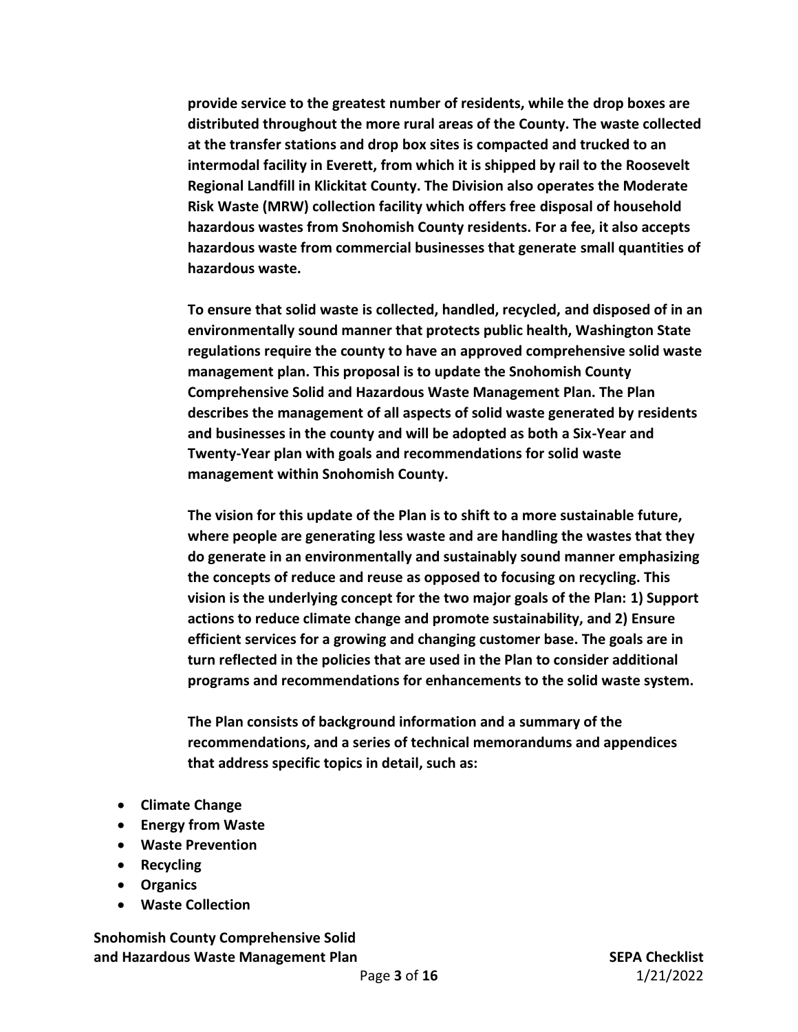**provide service to the greatest number of residents, while the drop boxes are distributed throughout the more rural areas of the County. The waste collected at the transfer stations and drop box sites is compacted and trucked to an intermodal facility in Everett, from which it is shipped by rail to the Roosevelt Regional Landfill in Klickitat County. The Division also operates the Moderate Risk Waste (MRW) collection facility which offers free disposal of household hazardous wastes from Snohomish County residents. For a fee, it also accepts hazardous waste from commercial businesses that generate small quantities of hazardous waste.**

**To ensure that solid waste is collected, handled, recycled, and disposed of in an environmentally sound manner that protects public health, Washington State regulations require the county to have an approved comprehensive solid waste management plan. This proposal is to update the Snohomish County Comprehensive Solid and Hazardous Waste Management Plan. The Plan describes the management of all aspects of solid waste generated by residents and businesses in the county and will be adopted as both a Six-Year and Twenty-Year plan with goals and recommendations for solid waste management within Snohomish County.**

**The vision for this update of the Plan is to shift to a more sustainable future, where people are generating less waste and are handling the wastes that they do generate in an environmentally and sustainably sound manner emphasizing the concepts of reduce and reuse as opposed to focusing on recycling. This vision is the underlying concept for the two major goals of the Plan: 1) Support actions to reduce climate change and promote sustainability, and 2) Ensure efficient services for a growing and changing customer base. The goals are in turn reflected in the policies that are used in the Plan to consider additional programs and recommendations for enhancements to the solid waste system.**

**The Plan consists of background information and a summary of the recommendations, and a series of technical memorandums and appendices that address specific topics in detail, such as:**

- **Climate Change**
- **Energy from Waste**
- **Waste Prevention**
- **Recycling**
- **Organics**
- **Waste Collection**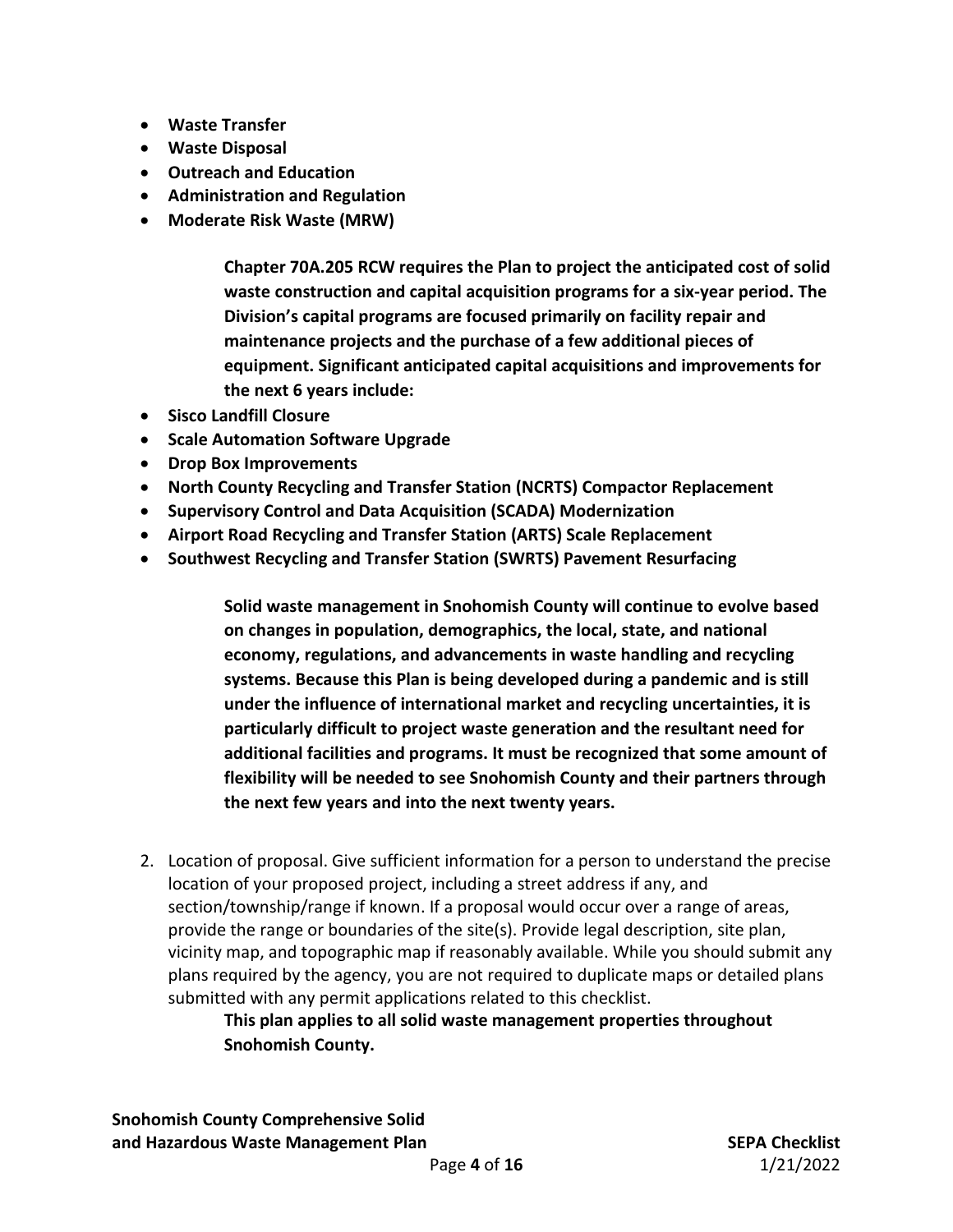- **Waste Transfer**
- **Waste Disposal**
- **Outreach and Education**
- **Administration and Regulation**
- **Moderate Risk Waste (MRW)**

**Chapter 70A.205 RCW requires the Plan to project the anticipated cost of solid waste construction and capital acquisition programs for a six-year period. The Division's capital programs are focused primarily on facility repair and maintenance projects and the purchase of a few additional pieces of equipment. Significant anticipated capital acquisitions and improvements for the next 6 years include:**

- **Sisco Landfill Closure**
- **Scale Automation Software Upgrade**
- **Drop Box Improvements**
- **North County Recycling and Transfer Station (NCRTS) Compactor Replacement**
- **Supervisory Control and Data Acquisition (SCADA) Modernization**
- **Airport Road Recycling and Transfer Station (ARTS) Scale Replacement**
- **Southwest Recycling and Transfer Station (SWRTS) Pavement Resurfacing**

**Solid waste management in Snohomish County will continue to evolve based on changes in population, demographics, the local, state, and national economy, regulations, and advancements in waste handling and recycling systems. Because this Plan is being developed during a pandemic and is still under the influence of international market and recycling uncertainties, it is particularly difficult to project waste generation and the resultant need for additional facilities and programs. It must be recognized that some amount of flexibility will be needed to see Snohomish County and their partners through the next few years and into the next twenty years.**

2. Location of proposal. Give sufficient information for a person to understand the precise location of your proposed project, including a street address if any, and section/township/range if known. If a proposal would occur over a range of areas, provide the range or boundaries of the site(s). Provide legal description, site plan, vicinity map, and topographic map if reasonably available. While you should submit any plans required by the agency, you are not required to duplicate maps or detailed plans submitted with any permit applications related to this checklist.

   **This plan applies to all solid waste management properties throughout Snohomish County.**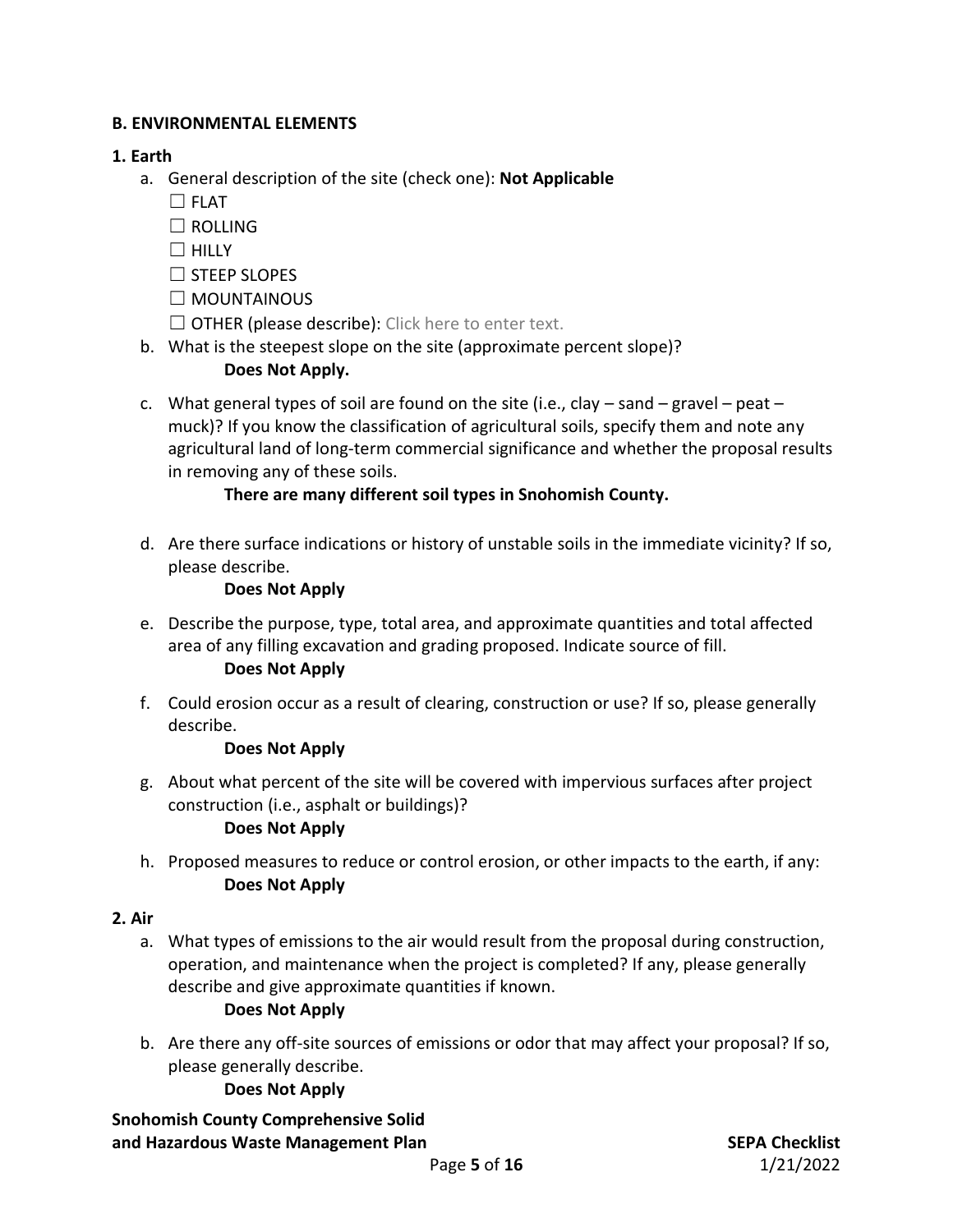**B. ENVIRONMENTAL ELEMENTS**

**1. Earth**

a. General description of the site (check one): **Not Applicable**
   - ☐ FLAT
   - ☐ ROLLING
   - ☐ HILLY
   - ☐ STEEP SLOPES
   - ☐ MOUNTAINOUS
   - ☐ OTHER (please describe): Click here to enter text.

b. What is the steepest slope on the site (approximate percent slope)?

   **Does Not Apply.**

c. What general types of soil are found on the site (i.e., clay – sand – gravel – peat – muck)? If you know the classification of agricultural soils, specify them and note any agricultural land of long-term commercial significance and whether the proposal results in removing any of these soils.

   **There are many different soil types in Snohomish County.**

d. Are there surface indications or history of unstable soils in the immediate vicinity? If so, please describe.

   **Does Not Apply**

e. Describe the purpose, type, total area, and approximate quantities and total affected area of any filling excavation and grading proposed. Indicate source of fill.

   **Does Not Apply**

f. Could erosion occur as a result of clearing, construction or use? If so, please generally describe.

   **Does Not Apply**

g. About what percent of the site will be covered with impervious surfaces after project construction (i.e., asphalt or buildings)?

   **Does Not Apply**

h. Proposed measures to reduce or control erosion, or other impacts to the earth, if any:

   **Does Not Apply**

**2. Air**

a. What types of emissions to the air would result from the proposal during construction, operation, and maintenance when the project is completed? If any, please generally describe and give approximate quantities if known.

   **Does Not Apply**

b. Are there any off-site sources of emissions or odor that may affect your proposal? If so, please generally describe.

   **Does Not Apply**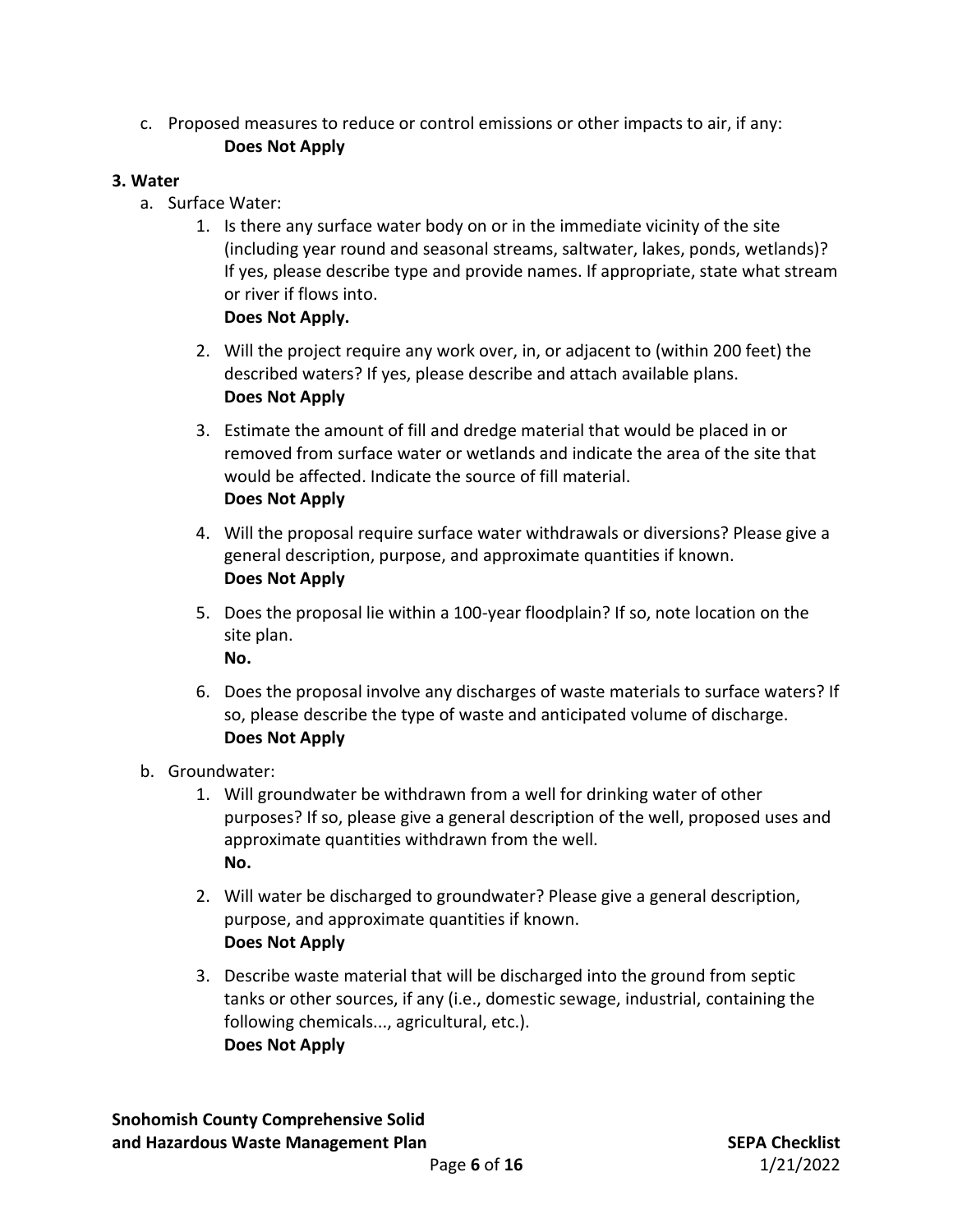c. Proposed measures to reduce or control emissions or other impacts to air, if any:
   **Does Not Apply**

**3. Water**

a. Surface Water:

   1. Is there any surface water body on or in the immediate vicinity of the site (including year round and seasonal streams, saltwater, lakes, ponds, wetlands)? If yes, please describe type and provide names. If appropriate, state what stream or river if flows into.
      **Does Not Apply.**

   2. Will the project require any work over, in, or adjacent to (within 200 feet) the described waters? If yes, please describe and attach available plans.
      **Does Not Apply**

   3. Estimate the amount of fill and dredge material that would be placed in or removed from surface water or wetlands and indicate the area of the site that would be affected. Indicate the source of fill material.
      **Does Not Apply**

   4. Will the proposal require surface water withdrawals or diversions? Please give a general description, purpose, and approximate quantities if known.
      **Does Not Apply**

   5. Does the proposal lie within a 100-year floodplain? If so, note location on the site plan.
      **No.**

   6. Does the proposal involve any discharges of waste materials to surface waters? If so, please describe the type of waste and anticipated volume of discharge.
      **Does Not Apply**

b. Groundwater:

   1. Will groundwater be withdrawn from a well for drinking water of other purposes? If so, please give a general description of the well, proposed uses and approximate quantities withdrawn from the well.
      **No.**

   2. Will water be discharged to groundwater? Please give a general description, purpose, and approximate quantities if known.
      **Does Not Apply**

   3. Describe waste material that will be discharged into the ground from septic tanks or other sources, if any (i.e., domestic sewage, industrial, containing the following chemicals..., agricultural, etc.).
      **Does Not Apply**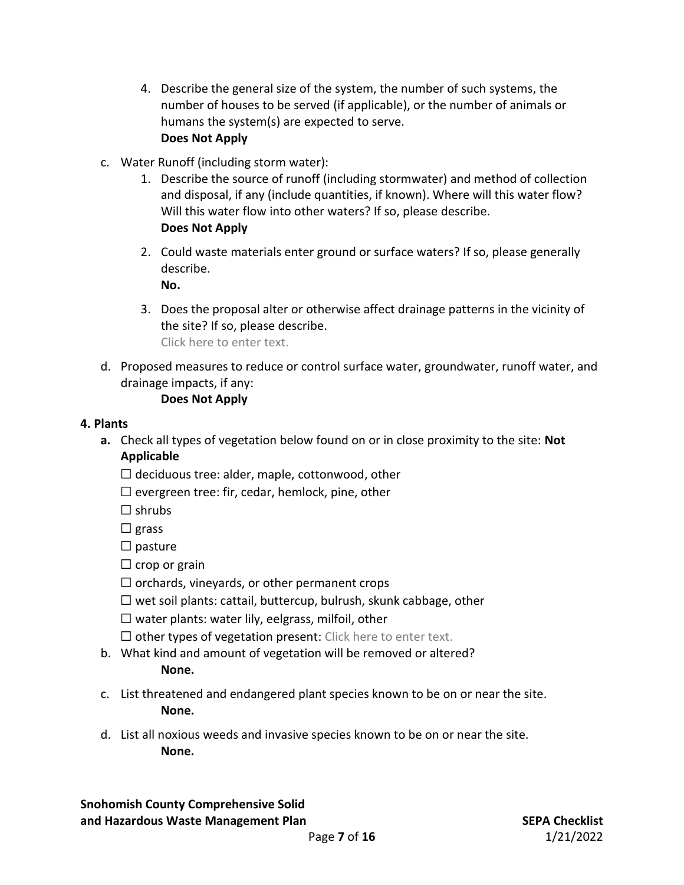4. Describe the general size of the system, the number of such systems, the number of houses to be served (if applicable), or the number of animals or humans the system(s) are expected to serve.
   **Does Not Apply**

c. Water Runoff (including storm water):

1. Describe the source of runoff (including stormwater) and method of collection and disposal, if any (include quantities, if known). Where will this water flow? Will this water flow into other waters? If so, please describe.
   **Does Not Apply**

2. Could waste materials enter ground or surface waters? If so, please generally describe.
   **No.**

3. Does the proposal alter or otherwise affect drainage patterns in the vicinity of the site? If so, please describe.
   Click here to enter text.

d. Proposed measures to reduce or control surface water, groundwater, runoff water, and drainage impacts, if any:
   **Does Not Apply**

**4. Plants**

**a.** Check all types of vegetation below found on or in close proximity to the site: **Not Applicable**

☐ deciduous tree: alder, maple, cottonwood, other
☐ evergreen tree: fir, cedar, hemlock, pine, other
☐ shrubs
☐ grass
☐ pasture
☐ crop or grain
☐ orchards, vineyards, or other permanent crops
☐ wet soil plants: cattail, buttercup, bulrush, skunk cabbage, other
☐ water plants: water lily, eelgrass, milfoil, other
☐ other types of vegetation present: Click here to enter text.

b. What kind and amount of vegetation will be removed or altered?
   **None.**

c. List threatened and endangered plant species known to be on or near the site.
   **None.**

d. List all noxious weeds and invasive species known to be on or near the site.
   **None.**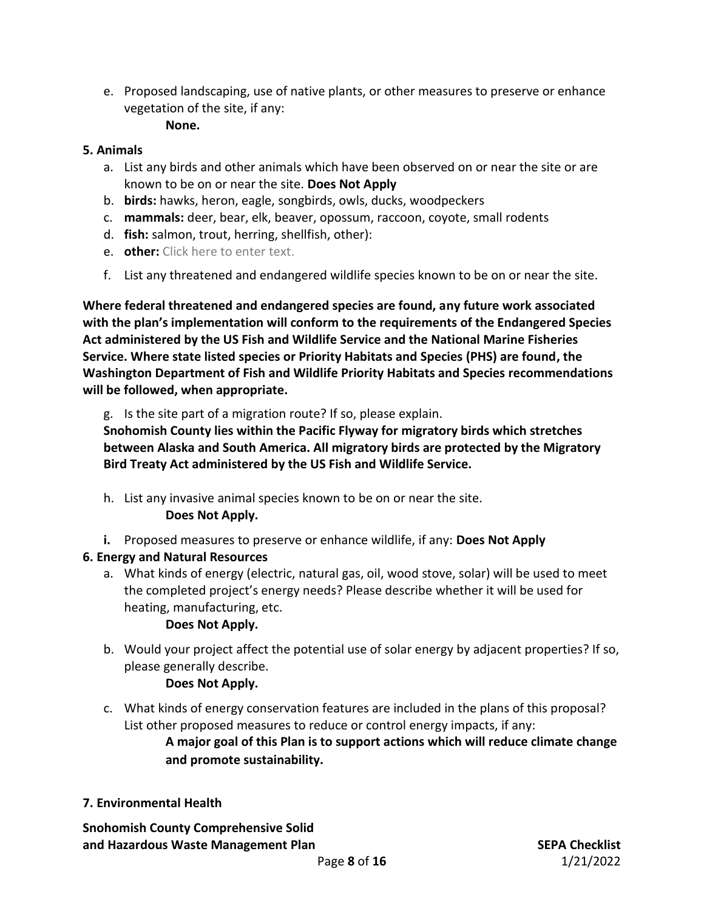e. Proposed landscaping, use of native plants, or other measures to preserve or enhance vegetation of the site, if any:

   **None.**

**5. Animals**

a. List any birds and other animals which have been observed on or near the site or are known to be on or near the site. **Does Not Apply**
b. **birds:** hawks, heron, eagle, songbirds, owls, ducks, woodpeckers
c. **mammals:** deer, bear, elk, beaver, opossum, raccoon, coyote, small rodents
d. **fish:** salmon, trout, herring, shellfish, other):
e. **other:** Click here to enter text.
f. List any threatened and endangered wildlife species known to be on or near the site.

**Where federal threatened and endangered species are found, any future work associated with the plan's implementation will conform to the requirements of the Endangered Species Act administered by the US Fish and Wildlife Service and the National Marine Fisheries Service. Where state listed species or Priority Habitats and Species (PHS) are found, the Washington Department of Fish and Wildlife Priority Habitats and Species recommendations will be followed, when appropriate.**

g. Is the site part of a migration route? If so, please explain.

   **Snohomish County lies within the Pacific Flyway for migratory birds which stretches between Alaska and South America. All migratory birds are protected by the Migratory Bird Treaty Act administered by the US Fish and Wildlife Service.**

h. List any invasive animal species known to be on or near the site.

   **Does Not Apply.**

**i.** Proposed measures to preserve or enhance wildlife, if any: **Does Not Apply**

**6. Energy and Natural Resources**

a. What kinds of energy (electric, natural gas, oil, wood stove, solar) will be used to meet the completed project's energy needs? Please describe whether it will be used for heating, manufacturing, etc.

   **Does Not Apply.**

b. Would your project affect the potential use of solar energy by adjacent properties? If so, please generally describe.

   **Does Not Apply.**

c. What kinds of energy conservation features are included in the plans of this proposal? List other proposed measures to reduce or control energy impacts, if any:

   **A major goal of this Plan is to support actions which will reduce climate change and promote sustainability.**

**7. Environmental Health**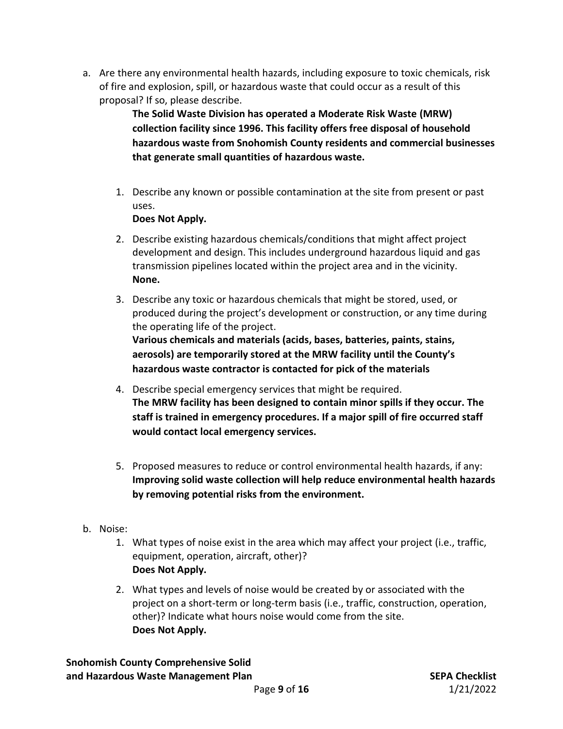a. Are there any environmental health hazards, including exposure to toxic chemicals, risk of fire and explosion, spill, or hazardous waste that could occur as a result of this proposal? If so, please describe.

   **The Solid Waste Division has operated a Moderate Risk Waste (MRW) collection facility since 1996. This facility offers free disposal of household hazardous waste from Snohomish County residents and commercial businesses that generate small quantities of hazardous waste.**

   1. Describe any known or possible contamination at the site from present or past uses.
      **Does Not Apply.**

   2. Describe existing hazardous chemicals/conditions that might affect project development and design. This includes underground hazardous liquid and gas transmission pipelines located within the project area and in the vicinity.
      **None.**

   3. Describe any toxic or hazardous chemicals that might be stored, used, or produced during the project's development or construction, or any time during the operating life of the project.
      **Various chemicals and materials (acids, bases, batteries, paints, stains, aerosols) are temporarily stored at the MRW facility until the County's hazardous waste contractor is contacted for pick of the materials**

   4. Describe special emergency services that might be required.
      **The MRW facility has been designed to contain minor spills if they occur. The staff is trained in emergency procedures. If a major spill of fire occurred staff would contact local emergency services.**

   5. Proposed measures to reduce or control environmental health hazards, if any:
      **Improving solid waste collection will help reduce environmental health hazards by removing potential risks from the environment.**

b. Noise:

   1. What types of noise exist in the area which may affect your project (i.e., traffic, equipment, operation, aircraft, other)?
      **Does Not Apply.**

   2. What types and levels of noise would be created by or associated with the project on a short-term or long-term basis (i.e., traffic, construction, operation, other)? Indicate what hours noise would come from the site.
      **Does Not Apply.**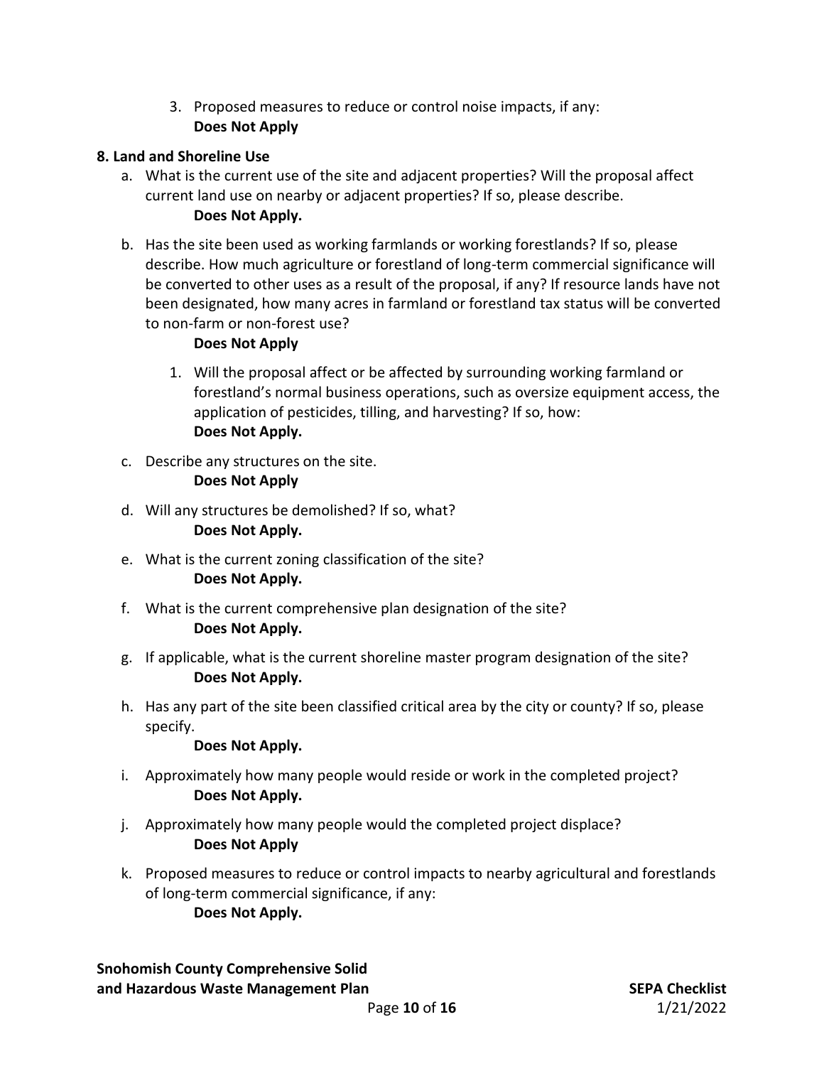3. Proposed measures to reduce or control noise impacts, if any:
   **Does Not Apply**

**8. Land and Shoreline Use**

a. What is the current use of the site and adjacent properties? Will the proposal affect current land use on nearby or adjacent properties? If so, please describe.
   **Does Not Apply.**

b. Has the site been used as working farmlands or working forestlands? If so, please describe. How much agriculture or forestland of long-term commercial significance will be converted to other uses as a result of the proposal, if any? If resource lands have not been designated, how many acres in farmland or forestland tax status will be converted to non-farm or non-forest use?
   **Does Not Apply**

   1. Will the proposal affect or be affected by surrounding working farmland or forestland's normal business operations, such as oversize equipment access, the application of pesticides, tilling, and harvesting? If so, how:
      **Does Not Apply.**

c. Describe any structures on the site.
   **Does Not Apply**

d. Will any structures be demolished? If so, what?
   **Does Not Apply.**

e. What is the current zoning classification of the site?
   **Does Not Apply.**

f. What is the current comprehensive plan designation of the site?
   **Does Not Apply.**

g. If applicable, what is the current shoreline master program designation of the site?
   **Does Not Apply.**

h. Has any part of the site been classified critical area by the city or county? If so, please specify.
   **Does Not Apply.**

i. Approximately how many people would reside or work in the completed project?
   **Does Not Apply.**

j. Approximately how many people would the completed project displace?
   **Does Not Apply**

k. Proposed measures to reduce or control impacts to nearby agricultural and forestlands of long-term commercial significance, if any:
   **Does Not Apply.**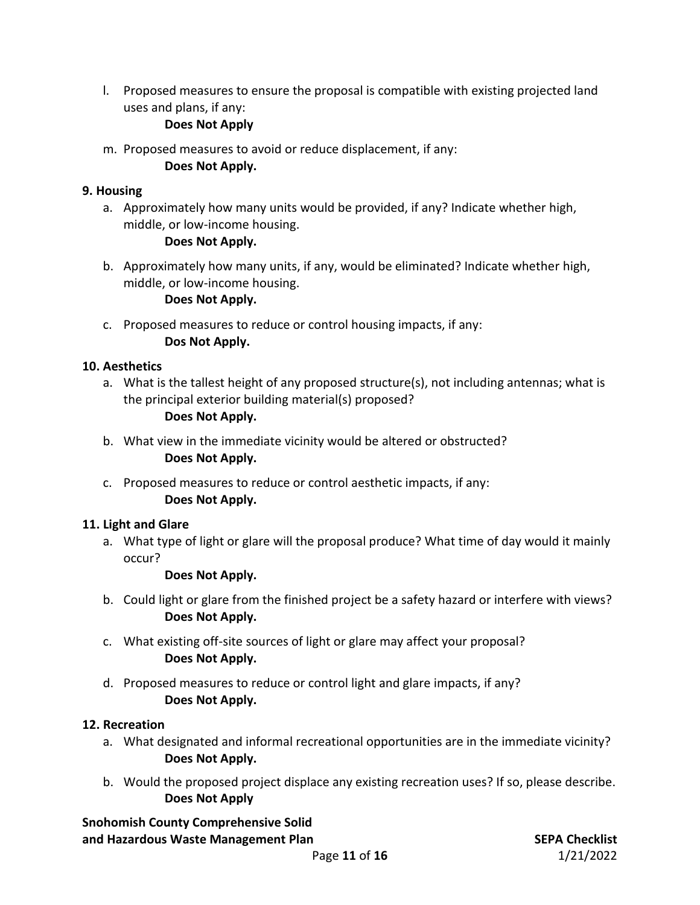l. Proposed measures to ensure the proposal is compatible with existing projected land uses and plans, if any:

**Does Not Apply**

m. Proposed measures to avoid or reduce displacement, if any:

**Does Not Apply.**

**9. Housing**

a. Approximately how many units would be provided, if any? Indicate whether high, middle, or low-income housing.

**Does Not Apply.**

b. Approximately how many units, if any, would be eliminated? Indicate whether high, middle, or low-income housing.

**Does Not Apply.**

c. Proposed measures to reduce or control housing impacts, if any:

**Dos Not Apply.**

**10. Aesthetics**

a. What is the tallest height of any proposed structure(s), not including antennas; what is the principal exterior building material(s) proposed?

**Does Not Apply.**

b. What view in the immediate vicinity would be altered or obstructed?

**Does Not Apply.**

c. Proposed measures to reduce or control aesthetic impacts, if any:

**Does Not Apply.**

**11. Light and Glare**

a. What type of light or glare will the proposal produce? What time of day would it mainly occur?

**Does Not Apply.**

b. Could light or glare from the finished project be a safety hazard or interfere with views?

**Does Not Apply.**

c. What existing off-site sources of light or glare may affect your proposal?

**Does Not Apply.**

d. Proposed measures to reduce or control light and glare impacts, if any?

**Does Not Apply.**

**12. Recreation**

a. What designated and informal recreational opportunities are in the immediate vicinity?

**Does Not Apply.**

b. Would the proposed project displace any existing recreation uses? If so, please describe.

**Does Not Apply**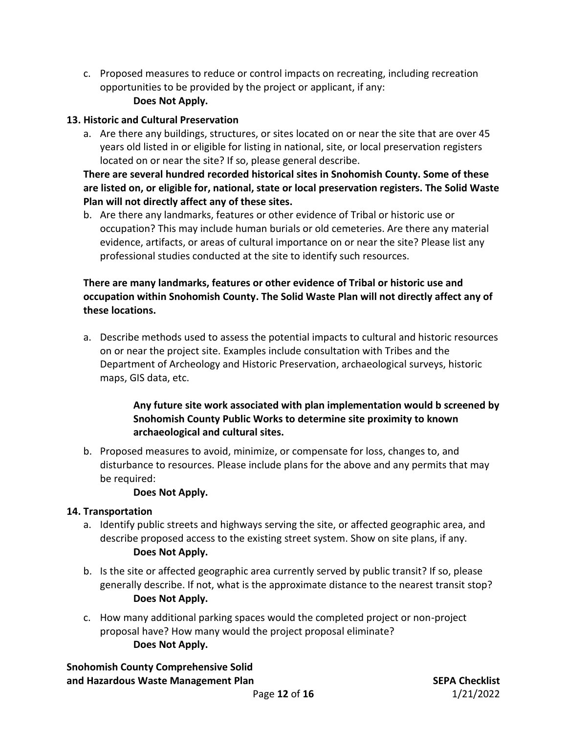c. Proposed measures to reduce or control impacts on recreating, including recreation opportunities to be provided by the project or applicant, if any:

   **Does Not Apply.**

**13. Historic and Cultural Preservation**

a. Are there any buildings, structures, or sites located on or near the site that are over 45 years old listed in or eligible for listing in national, site, or local preservation registers located on or near the site? If so, please general describe.

**There are several hundred recorded historical sites in Snohomish County. Some of these are listed on, or eligible for, national, state or local preservation registers. The Solid Waste Plan will not directly affect any of these sites.**

b. Are there any landmarks, features or other evidence of Tribal or historic use or occupation? This may include human burials or old cemeteries. Are there any material evidence, artifacts, or areas of cultural importance on or near the site? Please list any professional studies conducted at the site to identify such resources.

**There are many landmarks, features or other evidence of Tribal or historic use and occupation within Snohomish County. The Solid Waste Plan will not directly affect any of these locations.**

a. Describe methods used to assess the potential impacts to cultural and historic resources on or near the project site. Examples include consultation with Tribes and the Department of Archeology and Historic Preservation, archaeological surveys, historic maps, GIS data, etc.

   **Any future site work associated with plan implementation would b screened by Snohomish County Public Works to determine site proximity to known archaeological and cultural sites.**

b. Proposed measures to avoid, minimize, or compensate for loss, changes to, and disturbance to resources. Please include plans for the above and any permits that may be required:

   **Does Not Apply.**

**14. Transportation**

a. Identify public streets and highways serving the site, or affected geographic area, and describe proposed access to the existing street system. Show on site plans, if any.

   **Does Not Apply.**

b. Is the site or affected geographic area currently served by public transit? If so, please generally describe. If not, what is the approximate distance to the nearest transit stop?

   **Does Not Apply.**

c. How many additional parking spaces would the completed project or non-project proposal have? How many would the project proposal eliminate?

   **Does Not Apply.**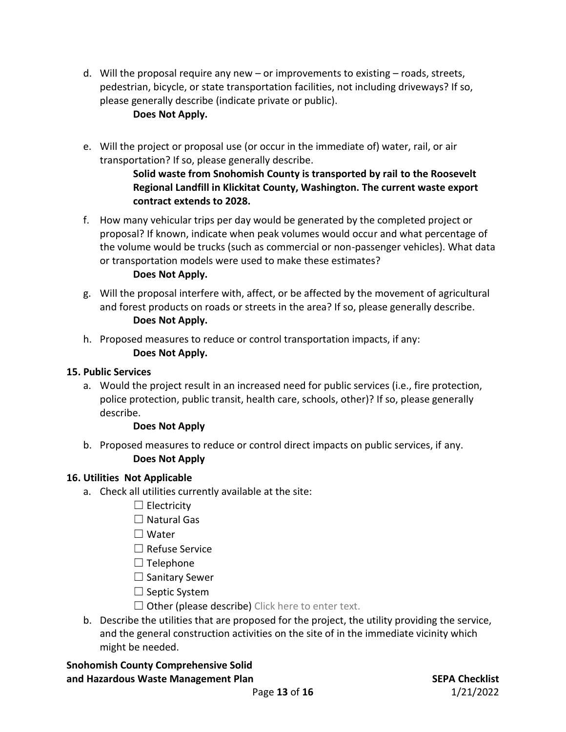d. Will the proposal require any new – or improvements to existing – roads, streets, pedestrian, bicycle, or state transportation facilities, not including driveways? If so, please generally describe (indicate private or public).

   **Does Not Apply.**

e. Will the project or proposal use (or occur in the immediate of) water, rail, or air transportation? If so, please generally describe.

   **Solid waste from Snohomish County is transported by rail to the Roosevelt Regional Landfill in Klickitat County, Washington. The current waste export contract extends to 2028.**

f. How many vehicular trips per day would be generated by the completed project or proposal? If known, indicate when peak volumes would occur and what percentage of the volume would be trucks (such as commercial or non-passenger vehicles). What data or transportation models were used to make these estimates?

   **Does Not Apply.**

g. Will the proposal interfere with, affect, or be affected by the movement of agricultural and forest products on roads or streets in the area? If so, please generally describe.

   **Does Not Apply.**

h. Proposed measures to reduce or control transportation impacts, if any:

   **Does Not Apply.**

**15. Public Services**

a. Would the project result in an increased need for public services (i.e., fire protection, police protection, public transit, health care, schools, other)? If so, please generally describe.

   **Does Not Apply**

b. Proposed measures to reduce or control direct impacts on public services, if any.

   **Does Not Apply**

**16. Utilities Not Applicable**

a. Check all utilities currently available at the site:

   ☐ Electricity
   ☐ Natural Gas
   ☐ Water
   ☐ Refuse Service
   ☐ Telephone
   ☐ Sanitary Sewer
   ☐ Septic System
   ☐ Other (please describe) Click here to enter text.

b. Describe the utilities that are proposed for the project, the utility providing the service, and the general construction activities on the site of in the immediate vicinity which might be needed.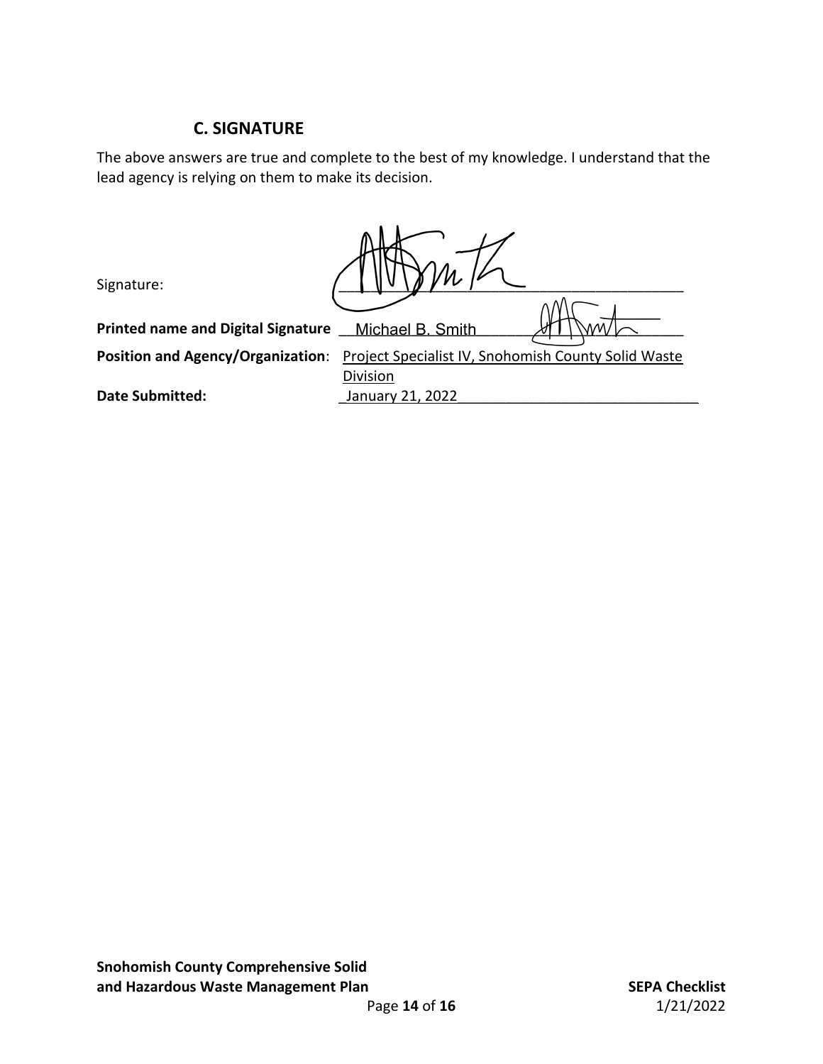### C. SIGNATURE

The above answers are true and complete to the best of my knowledge. I understand that the lead agency is relying on them to make its decision.

Signature: ______________________________________________

**Printed name and Digital Signature** Michael B. Smith

**Position and Agency/Organization**: Project Specialist IV, Snohomish County Solid Waste Division

**Date Submitted:** January 21, 2022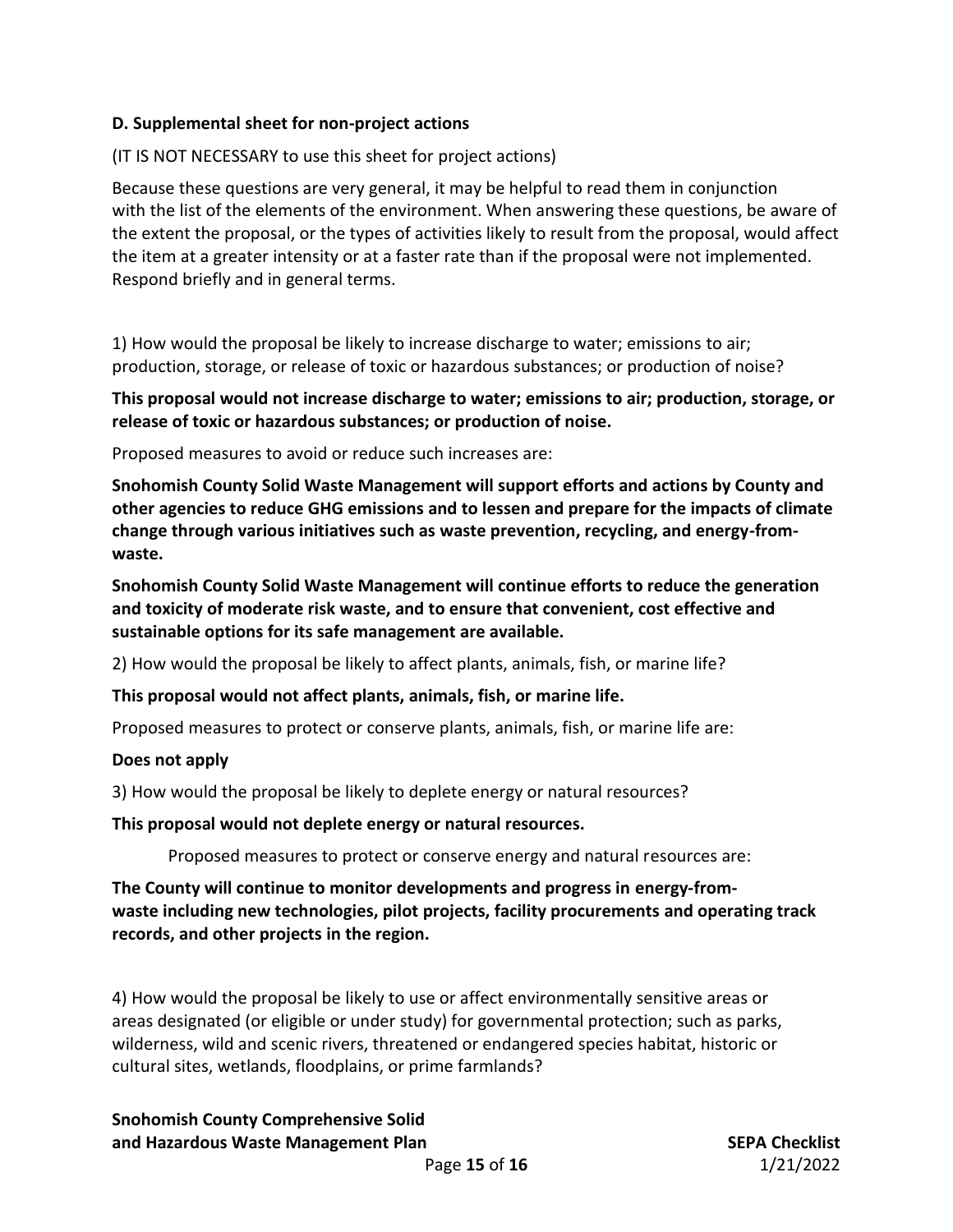### D. Supplemental sheet for non-project actions

(IT IS NOT NECESSARY to use this sheet for project actions)

Because these questions are very general, it may be helpful to read them in conjunction with the list of the elements of the environment. When answering these questions, be aware of the extent the proposal, or the types of activities likely to result from the proposal, would affect the item at a greater intensity or at a faster rate than if the proposal were not implemented. Respond briefly and in general terms.

1) How would the proposal be likely to increase discharge to water; emissions to air; production, storage, or release of toxic or hazardous substances; or production of noise?

**This proposal would not increase discharge to water; emissions to air; production, storage, or release of toxic or hazardous substances; or production of noise.**

Proposed measures to avoid or reduce such increases are:

**Snohomish County Solid Waste Management will support efforts and actions by County and other agencies to reduce GHG emissions and to lessen and prepare for the impacts of climate change through various initiatives such as waste prevention, recycling, and energy-from-waste.**

**Snohomish County Solid Waste Management will continue efforts to reduce the generation and toxicity of moderate risk waste, and to ensure that convenient, cost effective and sustainable options for its safe management are available.**

2) How would the proposal be likely to affect plants, animals, fish, or marine life?

**This proposal would not affect plants, animals, fish, or marine life.**

Proposed measures to protect or conserve plants, animals, fish, or marine life are:

**Does not apply**

3) How would the proposal be likely to deplete energy or natural resources?

**This proposal would not deplete energy or natural resources.**

Proposed measures to protect or conserve energy and natural resources are:

**The County will continue to monitor developments and progress in energy-from-waste including new technologies, pilot projects, facility procurements and operating track records, and other projects in the region.**

4) How would the proposal be likely to use or affect environmentally sensitive areas or areas designated (or eligible or under study) for governmental protection; such as parks, wilderness, wild and scenic rivers, threatened or endangered species habitat, historic or cultural sites, wetlands, floodplains, or prime farmlands?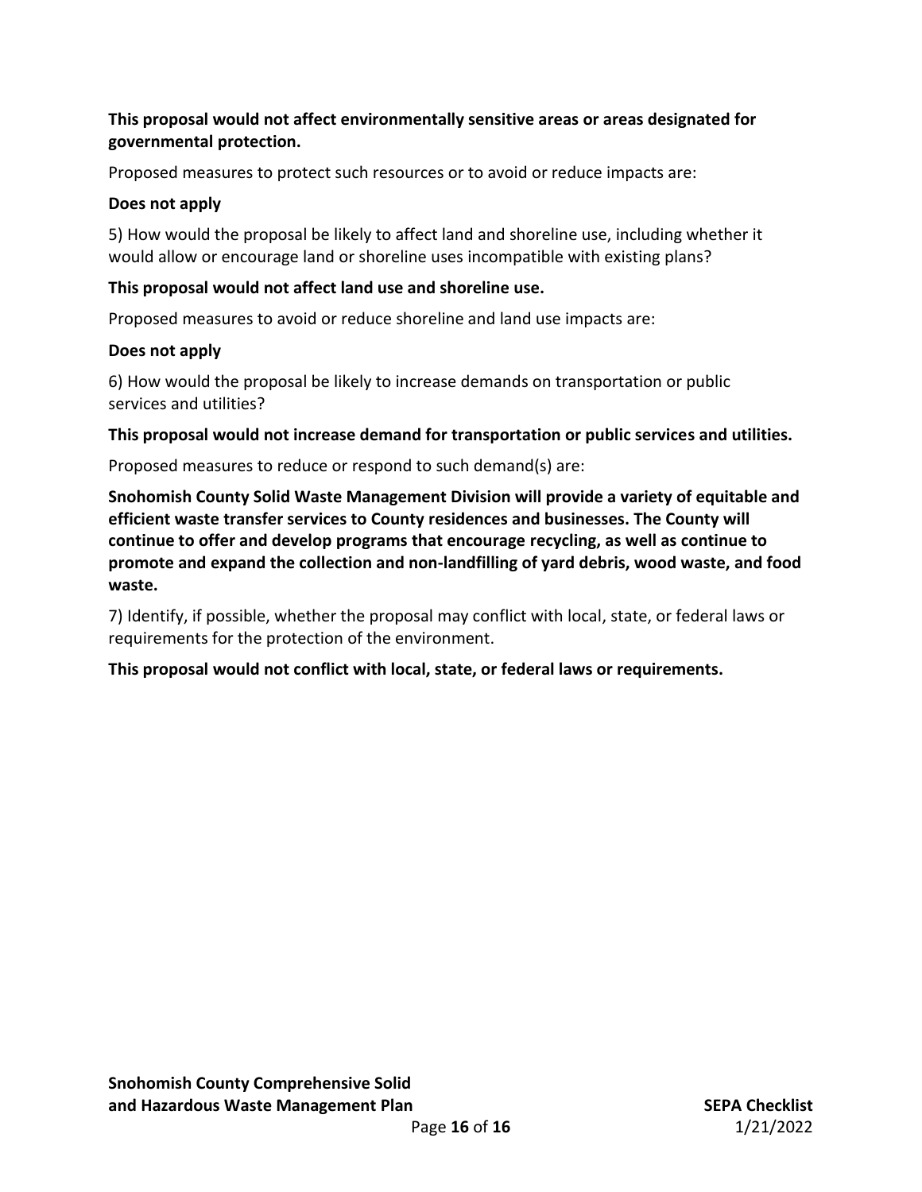**This proposal would not affect environmentally sensitive areas or areas designated for governmental protection.**

Proposed measures to protect such resources or to avoid or reduce impacts are:

**Does not apply**

5) How would the proposal be likely to affect land and shoreline use, including whether it would allow or encourage land or shoreline uses incompatible with existing plans?

**This proposal would not affect land use and shoreline use.**

Proposed measures to avoid or reduce shoreline and land use impacts are:

**Does not apply**

6) How would the proposal be likely to increase demands on transportation or public services and utilities?

**This proposal would not increase demand for transportation or public services and utilities.**

Proposed measures to reduce or respond to such demand(s) are:

**Snohomish County Solid Waste Management Division will provide a variety of equitable and efficient waste transfer services to County residences and businesses. The County will continue to offer and develop programs that encourage recycling, as well as continue to promote and expand the collection and non-landfilling of yard debris, wood waste, and food waste.**

7) Identify, if possible, whether the proposal may conflict with local, state, or federal laws or requirements for the protection of the environment.

**This proposal would not conflict with local, state, or federal laws or requirements.**